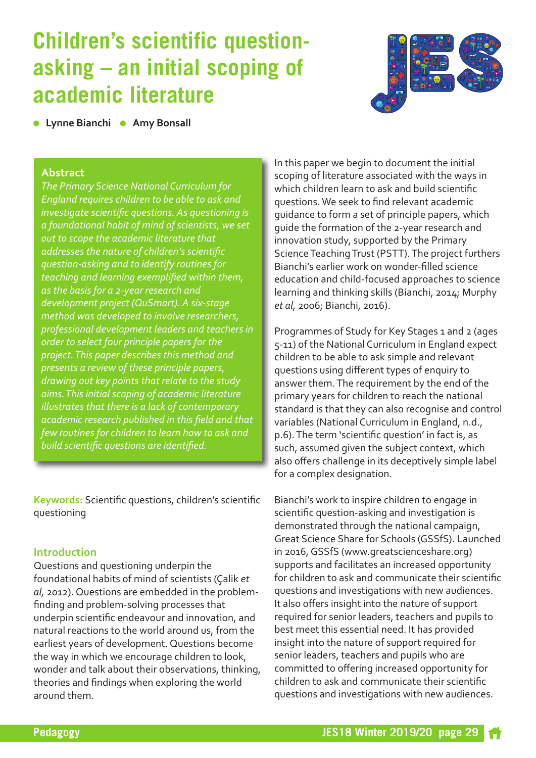# Children's scientific question-asking – an initial scoping of academic literature

- Lynne Bianchi
- Amy Bonsall

## Abstract

*The Primary Science National Curriculum for England requires children to be able to ask and investigate scientific questions. As questioning is a foundational habit of mind of scientists, we set out to scope the academic literature that addresses the nature of children's scientific question-asking and to identify routines for teaching and learning exemplified within them, as the basis for a 2-year research and development project (QuSmart). A six-stage method was developed to involve researchers, professional development leaders and teachers in order to select four principle papers for the project. This paper describes this method and presents a review of these principle papers, drawing out key points that relate to the study aims. This initial scoping of academic literature illustrates that there is a lack of contemporary academic research published in this field and that few routines for children to learn how to ask and build scientific questions are identified.*

**Keywords:** Scientific questions, children's scientific questioning

## Introduction

Questions and questioning underpin the foundational habits of mind of scientists (Çalik *et al,* 2012). Questions are embedded in the problem-finding and problem-solving processes that underpin scientific endeavour and innovation, and natural reactions to the world around us, from the earliest years of development. Questions become the way in which we encourage children to look, wonder and talk about their observations, thinking, theories and findings when exploring the world around them.

In this paper we begin to document the initial scoping of literature associated with the ways in which children learn to ask and build scientific questions. We seek to find relevant academic guidance to form a set of principle papers, which guide the formation of the 2-year research and innovation study, supported by the Primary Science Teaching Trust (PSTT). The project furthers Bianchi's earlier work on wonder-filled science education and child-focused approaches to science learning and thinking skills (Bianchi, 2014; Murphy *et al*, 2006; Bianchi, 2016).

Programmes of Study for Key Stages 1 and 2 (ages 5-11) of the National Curriculum in England expect children to be able to ask simple and relevant questions using different types of enquiry to answer them. The requirement by the end of the primary years for children to reach the national standard is that they can also recognise and control variables (National Curriculum in England, n.d., p.6). The term 'scientific question' in fact is, as such, assumed given the subject context, which also offers challenge in its deceptively simple label for a complex designation.

Bianchi's work to inspire children to engage in scientific question-asking and investigation is demonstrated through the national campaign, Great Science Share for Schools (GSSfS). Launched in 2016, GSSfS (www.greatscienceshare.org) supports and facilitates an increased opportunity for children to ask and communicate their scientific questions and investigations with new audiences. It also offers insight into the nature of support required for senior leaders, teachers and pupils to best meet this essential need. It has provided insight into the nature of support required for senior leaders, teachers and pupils who are committed to offering increased opportunity for children to ask and communicate their scientific questions and investigations with new audiences.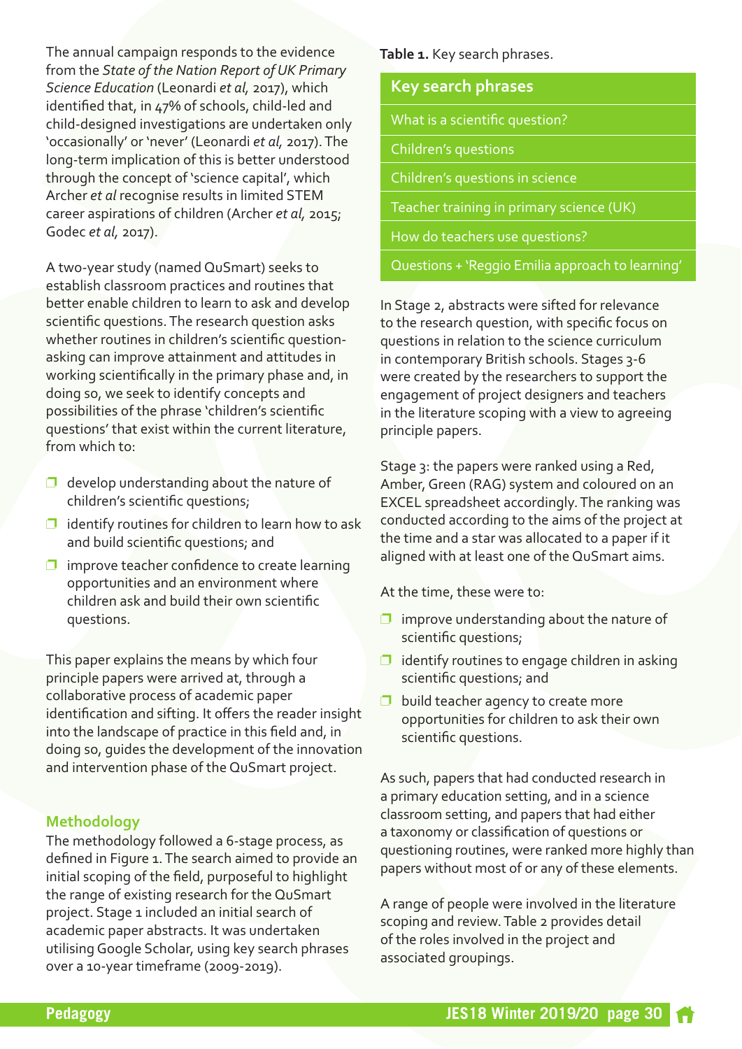The annual campaign responds to the evidence from the *State of the Nation Report of UK Primary Science Education* (Leonardi *et al,* 2017), which identified that, in 47% of schools, child-led and child-designed investigations are undertaken only 'occasionally' or 'never' (Leonardi *et al,* 2017). The long-term implication of this is better understood through the concept of 'science capital', which Archer *et al* recognise results in limited STEM career aspirations of children (Archer *et al,* 2015; Godec *et al,* 2017).

A two-year study (named QuSmart) seeks to establish classroom practices and routines that better enable children to learn to ask and develop scientific questions. The research question asks whether routines in children's scientific question-asking can improve attainment and attitudes in working scientifically in the primary phase and, in doing so, we seek to identify concepts and possibilities of the phrase 'children's scientific questions' that exist within the current literature, from which to:

- develop understanding about the nature of children's scientific questions;
- identify routines for children to learn how to ask and build scientific questions; and
- improve teacher confidence to create learning opportunities and an environment where children ask and build their own scientific questions.

This paper explains the means by which four principle papers were arrived at, through a collaborative process of academic paper identification and sifting. It offers the reader insight into the landscape of practice in this field and, in doing so, guides the development of the innovation and intervention phase of the QuSmart project.

## Methodology

The methodology followed a 6-stage process, as defined in Figure 1. The search aimed to provide an initial scoping of the field, purposeful to highlight the range of existing research for the QuSmart project. Stage 1 included an initial search of academic paper abstracts. It was undertaken utilising Google Scholar, using key search phrases over a 10-year timeframe (2009-2019).

**Table 1.** Key search phrases.

| Key search phrases |
|---|
| What is a scientific question? |
| Children's questions |
| Children's questions in science |
| Teacher training in primary science (UK) |
| How do teachers use questions? |
| Questions + 'Reggio Emilia approach to learning' |

In Stage 2, abstracts were sifted for relevance to the research question, with specific focus on questions in relation to the science curriculum in contemporary British schools. Stages 3-6 were created by the researchers to support the engagement of project designers and teachers in the literature scoping with a view to agreeing principle papers.

Stage 3: the papers were ranked using a Red, Amber, Green (RAG) system and coloured on an EXCEL spreadsheet accordingly. The ranking was conducted according to the aims of the project at the time and a star was allocated to a paper if it aligned with at least one of the QuSmart aims.

At the time, these were to:

- improve understanding about the nature of scientific questions;
- identify routines to engage children in asking scientific questions; and
- build teacher agency to create more opportunities for children to ask their own scientific questions.

As such, papers that had conducted research in a primary education setting, and in a science classroom setting, and papers that had either a taxonomy or classification of questions or questioning routines, were ranked more highly than papers without most of or any of these elements.

A range of people were involved in the literature scoping and review. Table 2 provides detail of the roles involved in the project and associated groupings.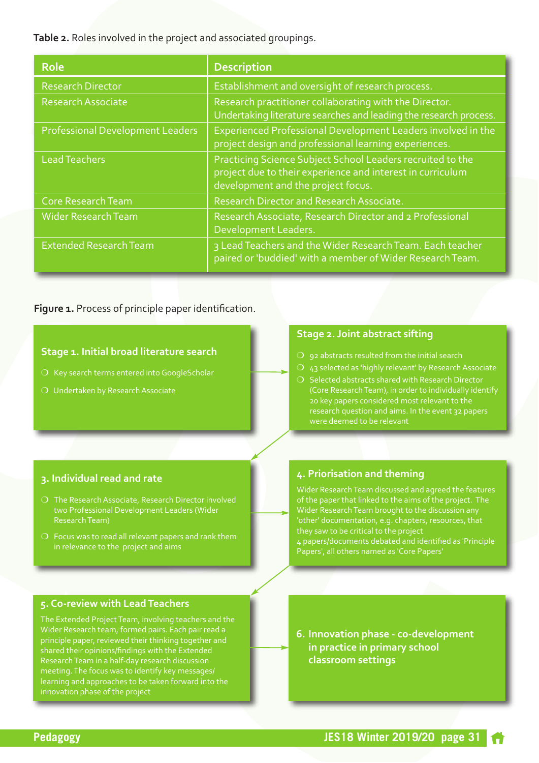**Table 2.** Roles involved in the project and associated groupings.

| Role | Description |
|---|---|
| Research Director | Establishment and oversight of research process. |
| Research Associate | Research practitioner collaborating with the Director. Undertaking literature searches and leading the research process. |
| Professional Development Leaders | Experienced Professional Development Leaders involved in the project design and professional learning experiences. |
| Lead Teachers | Practicing Science Subject School Leaders recruited to the project due to their experience and interest in curriculum development and the project focus. |
| Core Research Team | Research Director and Research Associate. |
| Wider Research Team | Research Associate, Research Director and 2 Professional Development Leaders. |
| Extended Research Team | 3 Lead Teachers and the Wider Research Team. Each teacher paired or 'buddied' with a member of Wider Research Team. |

**Figure 1.** Process of principle paper identification.

**Stage 1. Initial broad literature search**

- Key search terms entered into GoogleScholar
- Undertaken by Research Associate

**Stage 2. Joint abstract sifting**

- 92 abstracts resulted from the initial search
- 43 selected as 'highly relevant' by Research Associate
- Selected abstracts shared with Research Director (Core Research Team), in order to individually identify 20 key papers considered most relevant to the research question and aims. In the event 32 papers were deemed to be relevant

**3. Individual read and rate**

- The Research Associate, Research Director involved two Professional Development Leaders (Wider Research Team)
- Focus was to read all relevant papers and rank them in relevance to the project and aims

**4. Priorisation and theming**

Wider Research Team discussed and agreed the features of the paper that linked to the aims of the project. The Wider Research Team brought to the discussion any 'other' documentation, e.g. chapters, resources, that they saw to be critical to the project
4 papers/documents debated and identified as 'Principle Papers', all others named as 'Core Papers'

**5. Co-review with Lead Teachers**

The Extended Project Team, involving teachers and the Wider Research team, formed pairs. Each pair read a principle paper, reviewed their thinking together and shared their opinions/findings with the Extended Research Team in a half-day research discussion meeting. The focus was to identify key messages/learning and approaches to be taken forward into the innovation phase of the project

**6. Innovation phase - co-development in practice in primary school classroom settings**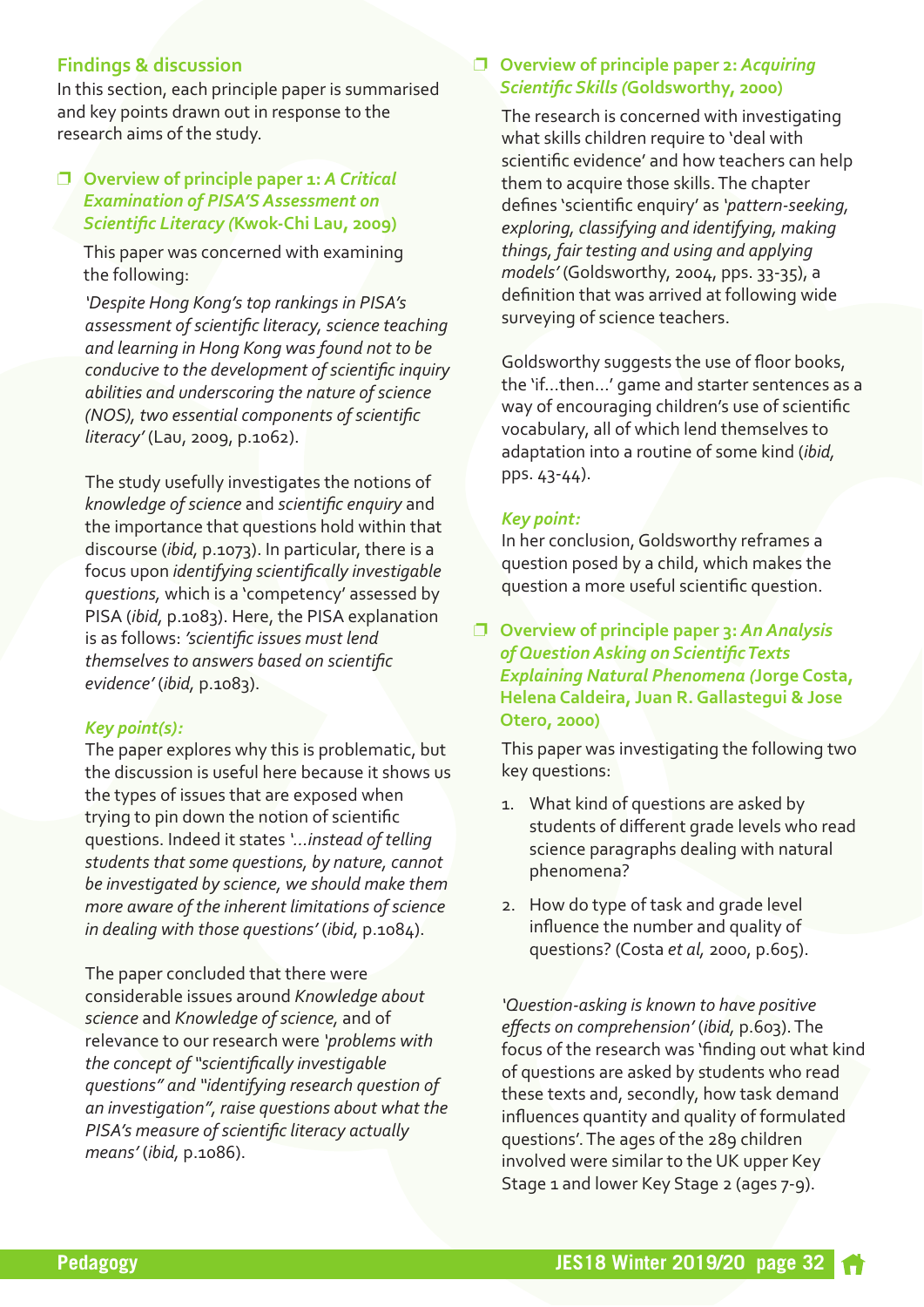## Findings & discussion

In this section, each principle paper is summarised and key points drawn out in response to the research aims of the study.

### ❒ Overview of principle paper 1: *A Critical Examination of PISA'S Assessment on Scientific Literacy (*Kwok-Chi Lau, 2009)

This paper was concerned with examining the following:

*'Despite Hong Kong's top rankings in PISA's assessment of scientific literacy, science teaching and learning in Hong Kong was found not to be conducive to the development of scientific inquiry abilities and underscoring the nature of science (NOS), two essential components of scientific literacy'* (Lau, 2009, p.1062).

The study usefully investigates the notions of *knowledge of science* and *scientific enquiry* and the importance that questions hold within that discourse (*ibid,* p.1073). In particular, there is a focus upon *identifying scientifically investigable questions,* which is a 'competency' assessed by PISA (*ibid,* p.1083). Here, the PISA explanation is as follows: *'scientific issues must lend themselves to answers based on scientific evidence'* (*ibid,* p.1083).

*Key point(s):*

The paper explores why this is problematic, but the discussion is useful here because it shows us the types of issues that are exposed when trying to pin down the notion of scientific questions. Indeed it states *'...instead of telling students that some questions, by nature, cannot be investigated by science, we should make them more aware of the inherent limitations of science in dealing with those questions'* (*ibid,* p.1084).

The paper concluded that there were considerable issues around *Knowledge about science* and *Knowledge of science*, and of relevance to our research were *'problems with the concept of "scientifically investigable questions" and "identifying research question of an investigation", raise questions about what the PISA's measure of scientific literacy actually means'* (*ibid,* p.1086).

### ❒ Overview of principle paper 2: *Acquiring Scientific Skills (*Goldsworthy, 2000)

The research is concerned with investigating what skills children require to 'deal with scientific evidence' and how teachers can help them to acquire those skills. The chapter defines 'scientific enquiry' as *'pattern-seeking, exploring, classifying and identifying, making things, fair testing and using and applying models'* (Goldsworthy, 2004, pps. 33-35), a definition that was arrived at following wide surveying of science teachers.

Goldsworthy suggests the use of floor books, the 'if...then...' game and starter sentences as a way of encouraging children's use of scientific vocabulary, all of which lend themselves to adaptation into a routine of some kind (*ibid,* pps. 43-44).

*Key point:*

In her conclusion, Goldsworthy reframes a question posed by a child, which makes the question a more useful scientific question.

### ❒ Overview of principle paper 3: *An Analysis of Question Asking on Scientific Texts Explaining Natural Phenomena (*Jorge Costa, Helena Caldeira, Juan R. Gallastegui & Jose Otero, 2000)

This paper was investigating the following two key questions:

1. What kind of questions are asked by students of different grade levels who read science paragraphs dealing with natural phenomena?
2. How do type of task and grade level influence the number and quality of questions? (Costa *et al*, 2000, p.605).

*'Question-asking is known to have positive effects on comprehension'* (*ibid,* p.603). The focus of the research was 'finding out what kind of questions are asked by students who read these texts and, secondly, how task demand influences quantity and quality of formulated questions'. The ages of the 289 children involved were similar to the UK upper Key Stage 1 and lower Key Stage 2 (ages 7-9).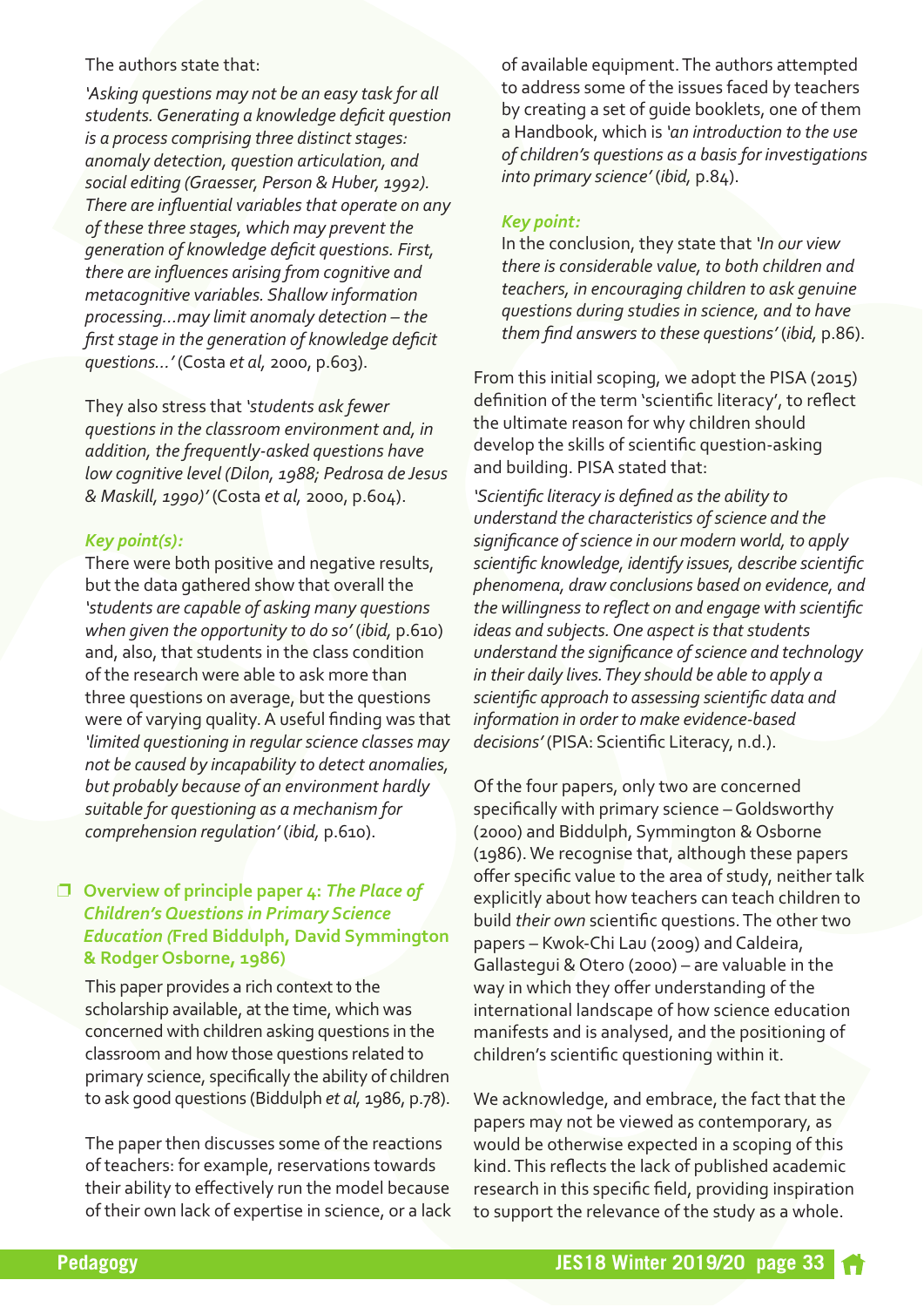The authors state that:

*'Asking questions may not be an easy task for all students. Generating a knowledge deficit question is a process comprising three distinct stages: anomaly detection, question articulation, and social editing (Graesser, Person & Huber, 1992). There are influential variables that operate on any of these three stages, which may prevent the generation of knowledge deficit questions. First, there are influences arising from cognitive and metacognitive variables. Shallow information processing…may limit anomaly detection – the first stage in the generation of knowledge deficit questions…'* (Costa *et al*, 2000, p.603).

They also stress that *'students ask fewer questions in the classroom environment and, in addition, the frequently-asked questions have low cognitive level (Dilon, 1988; Pedrosa de Jesus & Maskill, 1990)'* (Costa *et al*, 2000, p.604).

***Key point(s):***

There were both positive and negative results, but the data gathered show that overall the *'students are capable of asking many questions when given the opportunity to do so'* (*ibid*, p.610) and, also, that students in the class condition of the research were able to ask more than three questions on average, but the questions were of varying quality. A useful finding was that *'limited questioning in regular science classes may not be caused by incapability to detect anomalies, but probably because of an environment hardly suitable for questioning as a mechanism for comprehension regulation'* (*ibid*, p.610).

### ❒ Overview of principle paper 4: *The Place of Children's Questions in Primary Science Education (*Fred Biddulph, David Symmington & Rodger Osborne, 1986)

This paper provides a rich context to the scholarship available, at the time, which was concerned with children asking questions in the classroom and how those questions related to primary science, specifically the ability of children to ask good questions (Biddulph *et al*, 1986, p.78).

The paper then discusses some of the reactions of teachers: for example, reservations towards their ability to effectively run the model because of their own lack of expertise in science, or a lack of available equipment. The authors attempted to address some of the issues faced by teachers by creating a set of guide booklets, one of them a Handbook, which is *'an introduction to the use of children's questions as a basis for investigations into primary science'* (*ibid*, p.84).

***Key point:***

In the conclusion, they state that *'In our view there is considerable value, to both children and teachers, in encouraging children to ask genuine questions during studies in science, and to have them find answers to these questions'* (*ibid*, p.86).

From this initial scoping, we adopt the PISA (2015) definition of the term 'scientific literacy', to reflect the ultimate reason for why children should develop the skills of scientific question-asking and building. PISA stated that:

*'Scientific literacy is defined as the ability to understand the characteristics of science and the significance of science in our modern world, to apply scientific knowledge, identify issues, describe scientific phenomena, draw conclusions based on evidence, and the willingness to reflect on and engage with scientific ideas and subjects. One aspect is that students understand the significance of science and technology in their daily lives. They should be able to apply a scientific approach to assessing scientific data and information in order to make evidence-based decisions'* (PISA: Scientific Literacy, n.d.).

Of the four papers, only two are concerned specifically with primary science – Goldsworthy (2000) and Biddulph, Symmington & Osborne (1986). We recognise that, although these papers offer specific value to the area of study, neither talk explicitly about how teachers can teach children to build *their own* scientific questions. The other two papers – Kwok-Chi Lau (2009) and Caldeira, Gallastegui & Otero (2000) – are valuable in the way in which they offer understanding of the international landscape of how science education manifests and is analysed, and the positioning of children's scientific questioning within it.

We acknowledge, and embrace, the fact that the papers may not be viewed as contemporary, as would be otherwise expected in a scoping of this kind. This reflects the lack of published academic research in this specific field, providing inspiration to support the relevance of the study as a whole.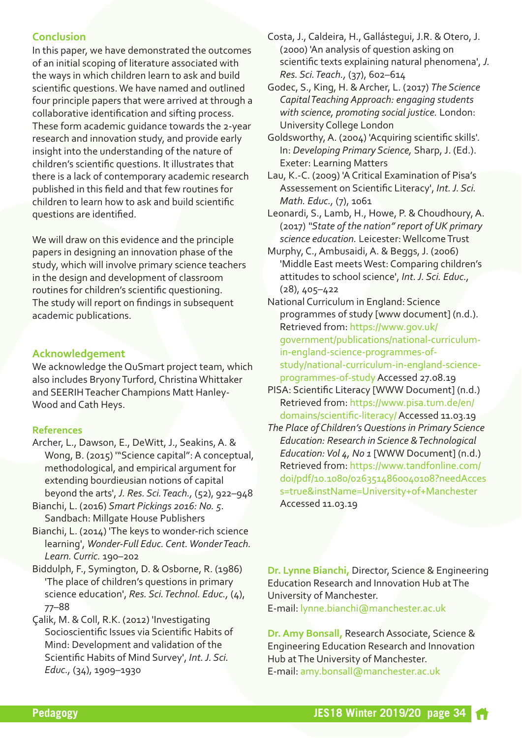## Conclusion

In this paper, we have demonstrated the outcomes of an initial scoping of literature associated with the ways in which children learn to ask and build scientific questions. We have named and outlined four principle papers that were arrived at through a collaborative identification and sifting process. These form academic guidance towards the 2-year research and innovation study, and provide early insight into the understanding of the nature of children's scientific questions. It illustrates that there is a lack of contemporary academic research published in this field and that few routines for children to learn how to ask and build scientific questions are identified.

We will draw on this evidence and the principle papers in designing an innovation phase of the study, which will involve primary science teachers in the design and development of classroom routines for children's scientific questioning. The study will report on findings in subsequent academic publications.

## Acknowledgement

We acknowledge the QuSmart project team, which also includes Bryony Turford, Christina Whittaker and SEERIH Teacher Champions Matt Hanley-Wood and Cath Heys.

## References

Archer, L., Dawson, E., DeWitt, J., Seakins, A. & Wong, B. (2015) '"Science capital": A conceptual, methodological, and empirical argument for extending bourdieusian notions of capital beyond the arts', *J. Res. Sci. Teach.*, (52), 922–948

Bianchi, L. (2016) *Smart Pickings 2016: No. 5.* Sandbach: Millgate House Publishers

Bianchi, L. (2014) 'The keys to wonder-rich science learning', *Wonder-Full Educ. Cent. Wonder Teach. Learn. Curric.* 190–202

Biddulph, F., Symington, D. & Osborne, R. (1986) 'The place of children's questions in primary science education', *Res. Sci. Technol. Educ.*, (4), 77–88

Çalik, M. & Coll, R.K. (2012) 'Investigating Socioscientific Issues via Scientific Habits of Mind: Development and validation of the Scientific Habits of Mind Survey', *Int. J. Sci. Educ.*, (34), 1909–1930

Costa, J., Caldeira, H., Gallástegui, J.R. & Otero, J. (2000) 'An analysis of question asking on scientific texts explaining natural phenomena', *J. Res. Sci. Teach.*, (37), 602–614

Godec, S., King, H. & Archer, L. (2017) *The Science Capital Teaching Approach: engaging students with science, promoting social justice.* London: University College London

Goldsworthy, A. (2004) 'Acquiring scientific skills'. In: *Developing Primary Science*, Sharp, J. (Ed.). Exeter: Learning Matters

Lau, K.-C. (2009) 'A Critical Examination of Pisa's Assessement on Scientific Literacy', *Int. J. Sci. Math. Educ.*, (7), 1061

Leonardi, S., Lamb, H., Howe, P. & Choudhoury, A. (2017) *"State of the nation" report of UK primary science education.* Leicester: Wellcome Trust

Murphy, C., Ambusaidi, A. & Beggs, J. (2006) 'Middle East meets West: Comparing children's attitudes to school science', *Int. J. Sci. Educ.*, (28), 405–422

National Curriculum in England: Science programmes of study [www document] (n.d.). Retrieved from: https://www.gov.uk/government/publications/national-curriculum-in-england-science-programmes-of-study/national-curriculum-in-england-science-programmes-of-study Accessed 27.08.19

PISA: Scientific Literacy [WWW Document] (n.d.) Retrieved from: https://www.pisa.tum.de/en/domains/scientific-literacy/ Accessed 11.03.19

*The Place of Children's Questions in Primary Science Education: Research in Science & Technological Education: Vol 4, No 1* [WWW Document] (n.d.) Retrieved from: https://www.tandfonline.com/doi/pdf/10.1080/0263514860040108?needAccess=true&instName=University+of+Manchester Accessed 11.03.19

**Dr. Lynne Bianchi,** Director, Science & Engineering Education Research and Innovation Hub at The University of Manchester.
E-mail: lynne.bianchi@manchester.ac.uk

**Dr. Amy Bonsall,** Research Associate, Science & Engineering Education Research and Innovation Hub at The University of Manchester.
E-mail: amy.bonsall@manchester.ac.uk